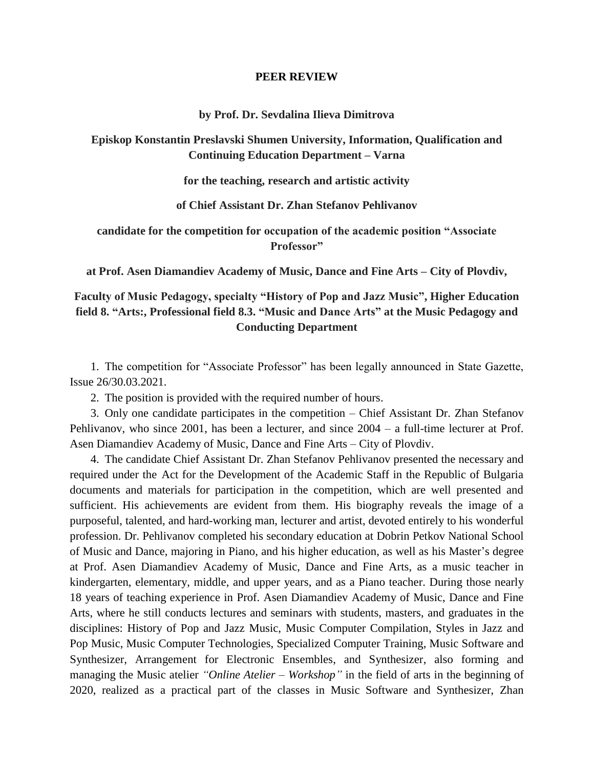# PEER REVIEW

**by Prof. Dr. Sevdalina Ilieva Dimitrova**

**Episkop Konstantin Preslavski Shumen University, Information, Qualification and Continuing Education Department – Varna**

**for the teaching, research and artistic activity**

**of Chief Assistant Dr. Zhan Stefanov Pehlivanov**

**candidate for the competition for occupation of the academic position "Associate Professor"**

**at Prof. Asen Diamandiev Academy of Music, Dance and Fine Arts – City of Plovdiv,**

**Faculty of Music Pedagogy, specialty "History of Pop and Jazz Music", Higher Education field 8. "Arts:, Professional field 8.3. "Music and Dance Arts" at the Music Pedagogy and Conducting Department**

1. The competition for "Associate Professor" has been legally announced in State Gazette, Issue 26/30.03.2021.
2. The position is provided with the required number of hours.
3. Only one candidate participates in the competition – Chief Assistant Dr. Zhan Stefanov Pehlivanov, who since 2001, has been a lecturer, and since 2004 – a full-time lecturer at Prof. Asen Diamandiev Academy of Music, Dance and Fine Arts – City of Plovdiv.
4. The candidate Chief Assistant Dr. Zhan Stefanov Pehlivanov presented the necessary and required under the Act for the Development of the Academic Staff in the Republic of Bulgaria documents and materials for participation in the competition, which are well presented and sufficient. His achievements are evident from them. His biography reveals the image of a purposeful, talented, and hard-working man, lecturer and artist, devoted entirely to his wonderful profession. Dr. Pehlivanov completed his secondary education at Dobrin Petkov National School of Music and Dance, majoring in Piano, and his higher education, as well as his Master's degree at Prof. Asen Diamandiev Academy of Music, Dance and Fine Arts, as a music teacher in kindergarten, elementary, middle, and upper years, and as a Piano teacher. During those nearly 18 years of teaching experience in Prof. Asen Diamandiev Academy of Music, Dance and Fine Arts, where he still conducts lectures and seminars with students, masters, and graduates in the disciplines: History of Pop and Jazz Music, Music Computer Compilation, Styles in Jazz and Pop Music, Music Computer Technologies, Specialized Computer Training, Music Software and Synthesizer, Arrangement for Electronic Ensembles, and Synthesizer, also forming and managing the Music atelier *"Online Atelier – Workshop"* in the field of arts in the beginning of 2020, realized as a practical part of the classes in Music Software and Synthesizer, Zhan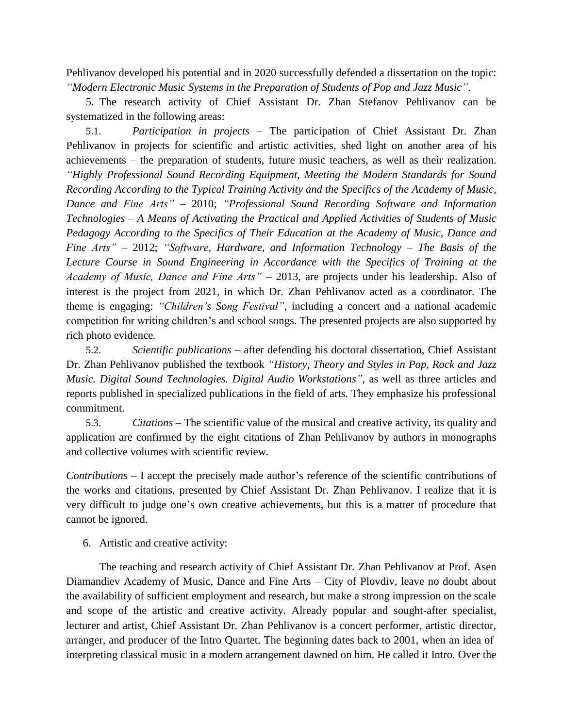Pehlivanov developed his potential and in 2020 successfully defended a dissertation on the topic: *"Modern Electronic Music Systems in the Preparation of Students of Pop and Jazz Music"*.

5. The research activity of Chief Assistant Dr. Zhan Stefanov Pehlivanov can be systematized in the following areas:

5.1. *Participation in projects* – The participation of Chief Assistant Dr. Zhan Pehlivanov in projects for scientific and artistic activities, shed light on another area of his achievements – the preparation of students, future music teachers, as well as their realization. *"Highly Professional Sound Recording Equipment, Meeting the Modern Standards for Sound Recording According to the Typical Training Activity and the Specifics of the Academy of Music, Dance and Fine Arts"* – 2010; *"Professional Sound Recording Software and Information Technologies – A Means of Activating the Practical and Applied Activities of Students of Music Pedagogy According to the Specifics of Their Education at the Academy of Music, Dance and Fine Arts"* – 2012; *"Software, Hardware, and Information Technology – The Basis of the Lecture Course in Sound Engineering in Accordance with the Specifics of Training at the Academy of Music, Dance and Fine Arts"* – 2013, are projects under his leadership. Also of interest is the project from 2021, in which Dr. Zhan Pehlivanov acted as a coordinator. The theme is engaging: *"Children's Song Festival"*, including a concert and a national academic competition for writing children's and school songs. The presented projects are also supported by rich photo evidence.

5.2. *Scientific publications* – after defending his doctoral dissertation, Chief Assistant Dr. Zhan Pehlivanov published the textbook *"History, Theory and Styles in Pop, Rock and Jazz Music. Digital Sound Technologies. Digital Audio Workstations"*, as well as three articles and reports published in specialized publications in the field of arts. They emphasize his professional commitment.

5.3. *Citations* – The scientific value of the musical and creative activity, its quality and application are confirmed by the eight citations of Zhan Pehlivanov by authors in monographs and collective volumes with scientific review.

*Contributions* – I accept the precisely made author's reference of the scientific contributions of the works and citations, presented by Chief Assistant Dr. Zhan Pehlivanov. I realize that it is very difficult to judge one's own creative achievements, but this is a matter of procedure that cannot be ignored.

6. Artistic and creative activity:

The teaching and research activity of Chief Assistant Dr. Zhan Pehlivanov at Prof. Asen Diamandiev Academy of Music, Dance and Fine Arts – City of Plovdiv, leave no doubt about the availability of sufficient employment and research, but make a strong impression on the scale and scope of the artistic and creative activity. Already popular and sought-after specialist, lecturer and artist, Chief Assistant Dr. Zhan Pehlivanov is a concert performer, artistic director, arranger, and producer of the Intro Quartet. The beginning dates back to 2001, when an idea of interpreting classical music in a modern arrangement dawned on him. He called it Intro. Over the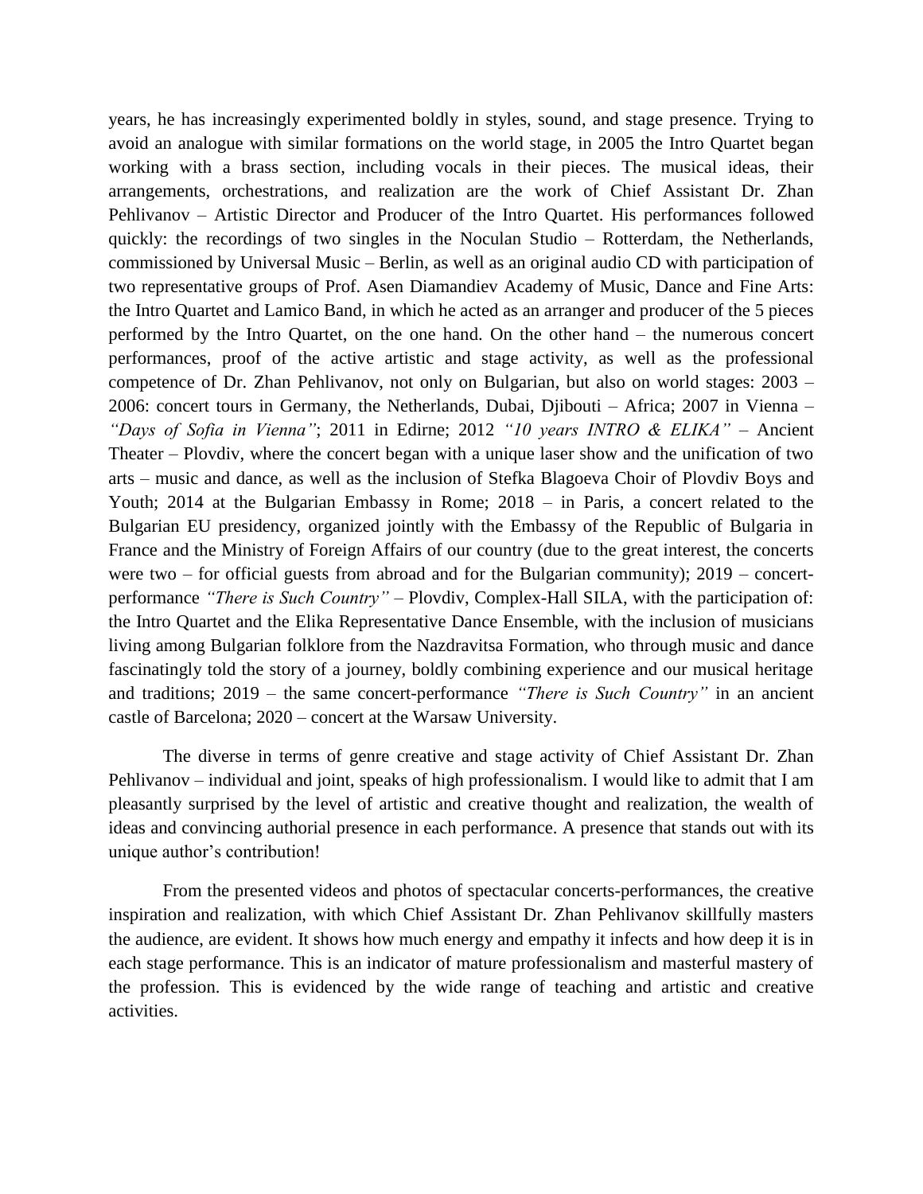years, he has increasingly experimented boldly in styles, sound, and stage presence. Trying to avoid an analogue with similar formations on the world stage, in 2005 the Intro Quartet began working with a brass section, including vocals in their pieces. The musical ideas, their arrangements, orchestrations, and realization are the work of Chief Assistant Dr. Zhan Pehlivanov – Artistic Director and Producer of the Intro Quartet. His performances followed quickly: the recordings of two singles in the Noculan Studio – Rotterdam, the Netherlands, commissioned by Universal Music – Berlin, as well as an original audio CD with participation of two representative groups of Prof. Asen Diamandiev Academy of Music, Dance and Fine Arts: the Intro Quartet and Lamico Band, in which he acted as an arranger and producer of the 5 pieces performed by the Intro Quartet, on the one hand. On the other hand – the numerous concert performances, proof of the active artistic and stage activity, as well as the professional competence of Dr. Zhan Pehlivanov, not only on Bulgarian, but also on world stages: 2003 – 2006: concert tours in Germany, the Netherlands, Dubai, Djibouti – Africa; 2007 in Vienna – *"Days of Sofia in Vienna"*; 2011 in Edirne; 2012 *"10 years INTRO & ELIKA"* – Ancient Theater – Plovdiv, where the concert began with a unique laser show and the unification of two arts – music and dance, as well as the inclusion of Stefka Blagoeva Choir of Plovdiv Boys and Youth; 2014 at the Bulgarian Embassy in Rome; 2018 – in Paris, a concert related to the Bulgarian EU presidency, organized jointly with the Embassy of the Republic of Bulgaria in France and the Ministry of Foreign Affairs of our country (due to the great interest, the concerts were two – for official guests from abroad and for the Bulgarian community); 2019 – concert-performance *"There is Such Country"* – Plovdiv, Complex-Hall SILA, with the participation of: the Intro Quartet and the Elika Representative Dance Ensemble, with the inclusion of musicians living among Bulgarian folklore from the Nazdravitsa Formation, who through music and dance fascinatingly told the story of a journey, boldly combining experience and our musical heritage and traditions; 2019 – the same concert-performance *"There is Such Country"* in an ancient castle of Barcelona; 2020 – concert at the Warsaw University.

The diverse in terms of genre creative and stage activity of Chief Assistant Dr. Zhan Pehlivanov – individual and joint, speaks of high professionalism. I would like to admit that I am pleasantly surprised by the level of artistic and creative thought and realization, the wealth of ideas and convincing authorial presence in each performance. A presence that stands out with its unique author's contribution!

From the presented videos and photos of spectacular concerts-performances, the creative inspiration and realization, with which Chief Assistant Dr. Zhan Pehlivanov skillfully masters the audience, are evident. It shows how much energy and empathy it infects and how deep it is in each stage performance. This is an indicator of mature professionalism and masterful mastery of the profession. This is evidenced by the wide range of teaching and artistic and creative activities.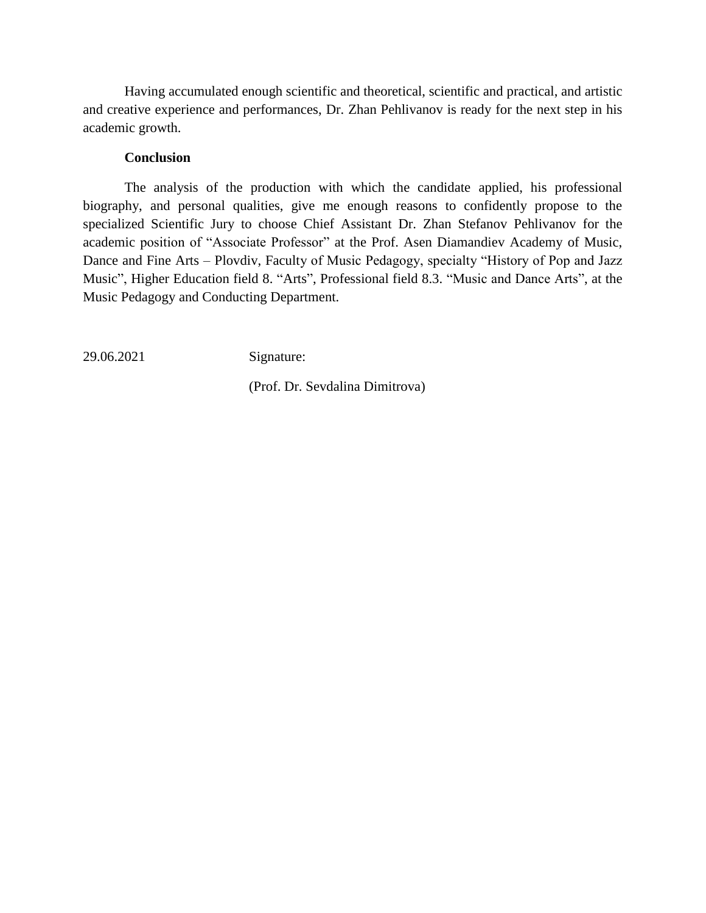Having accumulated enough scientific and theoretical, scientific and practical, and artistic and creative experience and performances, Dr. Zhan Pehlivanov is ready for the next step in his academic growth.

**Conclusion**

The analysis of the production with which the candidate applied, his professional biography, and personal qualities, give me enough reasons to confidently propose to the specialized Scientific Jury to choose Chief Assistant Dr. Zhan Stefanov Pehlivanov for the academic position of "Associate Professor" at the Prof. Asen Diamandiev Academy of Music, Dance and Fine Arts – Plovdiv, Faculty of Music Pedagogy, specialty "History of Pop and Jazz Music", Higher Education field 8. "Arts", Professional field 8.3. "Music and Dance Arts", at the Music Pedagogy and Conducting Department.

29.06.2021 Signature:

(Prof. Dr. Sevdalina Dimitrova)